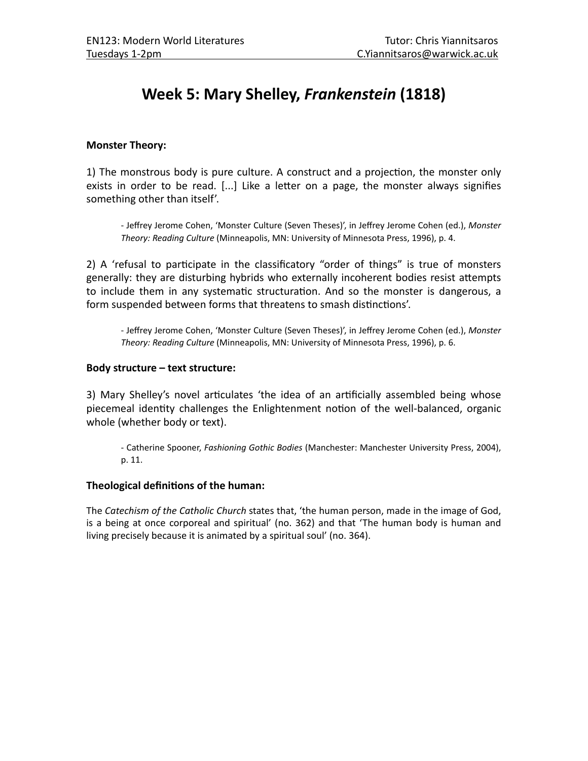EN123: Modern World Literatures | Tutor: Chris Yiannitsaros
Tuesdays 1-2pm | C.Yiannitsaros@warwick.ac.uk

# Week 5: Mary Shelley, *Frankenstein* (1818)

**Monster Theory:**

1) The monstrous body is pure culture. A construct and a projection, the monster only exists in order to be read. [...] Like a letter on a page, the monster always signifies something other than itself'.

> - Jeffrey Jerome Cohen, 'Monster Culture (Seven Theses)', in Jeffrey Jerome Cohen (ed.), *Monster Theory: Reading Culture* (Minneapolis, MN: University of Minnesota Press, 1996), p. 4.

2) A 'refusal to participate in the classificatory "order of things" is true of monsters generally: they are disturbing hybrids who externally incoherent bodies resist attempts to include them in any systematic structuration. And so the monster is dangerous, a form suspended between forms that threatens to smash distinctions'.

> - Jeffrey Jerome Cohen, 'Monster Culture (Seven Theses)', in Jeffrey Jerome Cohen (ed.), *Monster Theory: Reading Culture* (Minneapolis, MN: University of Minnesota Press, 1996), p. 6.

**Body structure – text structure:**

3) Mary Shelley's novel articulates 'the idea of an artificially assembled being whose piecemeal identity challenges the Enlightenment notion of the well-balanced, organic whole (whether body or text).

> - Catherine Spooner, *Fashioning Gothic Bodies* (Manchester: Manchester University Press, 2004), p. 11.

**Theological definitions of the human:**

The *Catechism of the Catholic Church* states that, 'the human person, made in the image of God, is a being at once corporeal and spiritual' (no. 362) and that 'The human body is human and living precisely because it is animated by a spiritual soul' (no. 364).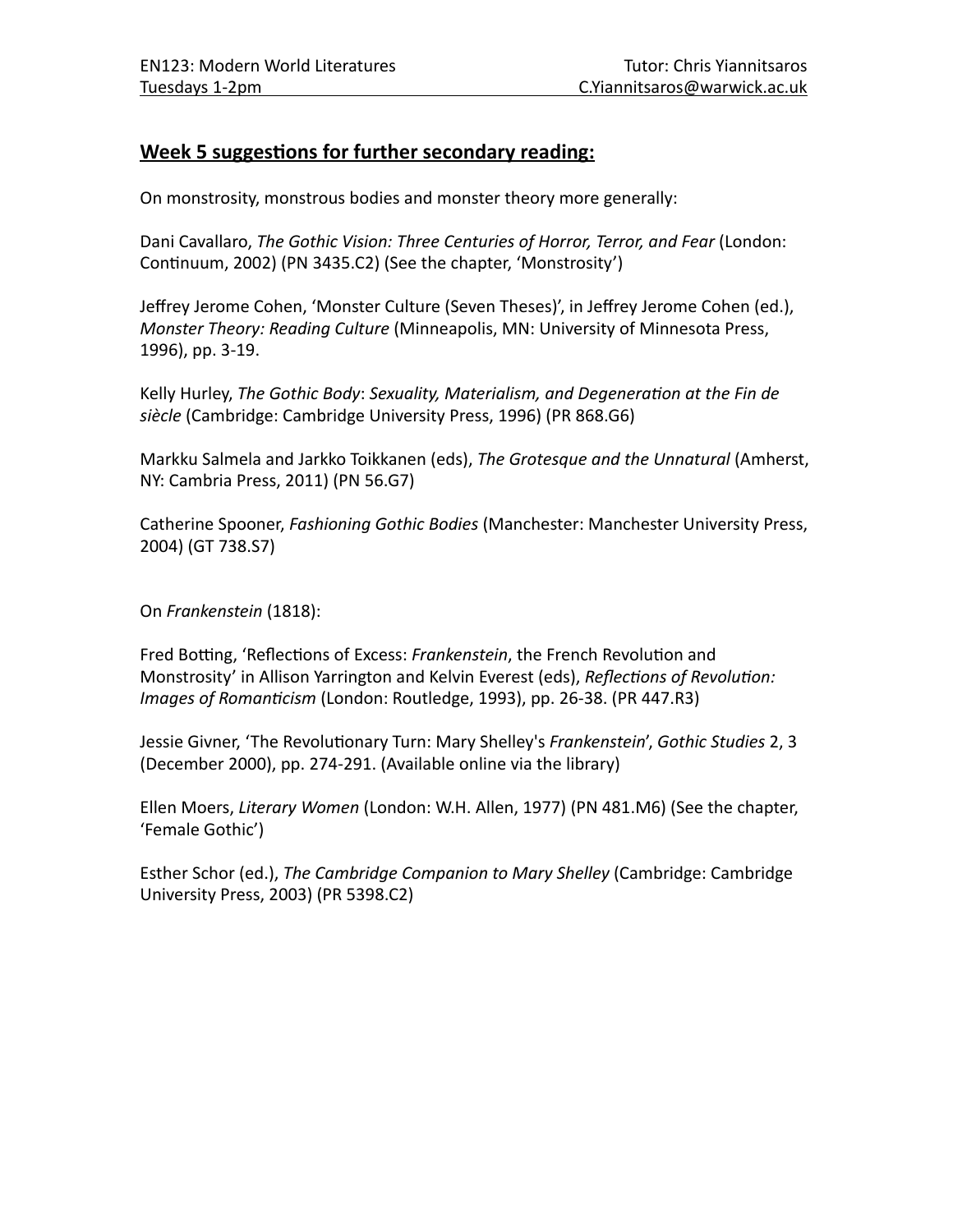EN123: Modern World Literatures | Tutor: Chris Yiannitsaros
Tuesdays 1-2pm | C.Yiannitsaros@warwick.ac.uk

## Week 5 suggestions for further secondary reading:

On monstrosity, monstrous bodies and monster theory more generally:

Dani Cavallaro, *The Gothic Vision: Three Centuries of Horror, Terror, and Fear* (London: Continuum, 2002) (PN 3435.C2) (See the chapter, 'Monstrosity')

Jeffrey Jerome Cohen, 'Monster Culture (Seven Theses)', in Jeffrey Jerome Cohen (ed.), *Monster Theory: Reading Culture* (Minneapolis, MN: University of Minnesota Press, 1996), pp. 3-19.

Kelly Hurley, *The Gothic Body*: *Sexuality, Materialism, and Degeneration at the Fin de siècle* (Cambridge: Cambridge University Press, 1996) (PR 868.G6)

Markku Salmela and Jarkko Toikkanen (eds), *The Grotesque and the Unnatural* (Amherst, NY: Cambria Press, 2011) (PN 56.G7)

Catherine Spooner, *Fashioning Gothic Bodies* (Manchester: Manchester University Press, 2004) (GT 738.S7)

On *Frankenstein* (1818):

Fred Botting, 'Reflections of Excess: *Frankenstein*, the French Revolution and Monstrosity' in Allison Yarrington and Kelvin Everest (eds), *Reflections of Revolution: Images of Romanticism* (London: Routledge, 1993), pp. 26-38. (PR 447.R3)

Jessie Givner, 'The Revolutionary Turn: Mary Shelley's *Frankenstein*', *Gothic Studies* 2, 3 (December 2000), pp. 274-291. (Available online via the library)

Ellen Moers, *Literary Women* (London: W.H. Allen, 1977) (PN 481.M6) (See the chapter, 'Female Gothic')

Esther Schor (ed.), *The Cambridge Companion to Mary Shelley* (Cambridge: Cambridge University Press, 2003) (PR 5398.C2)